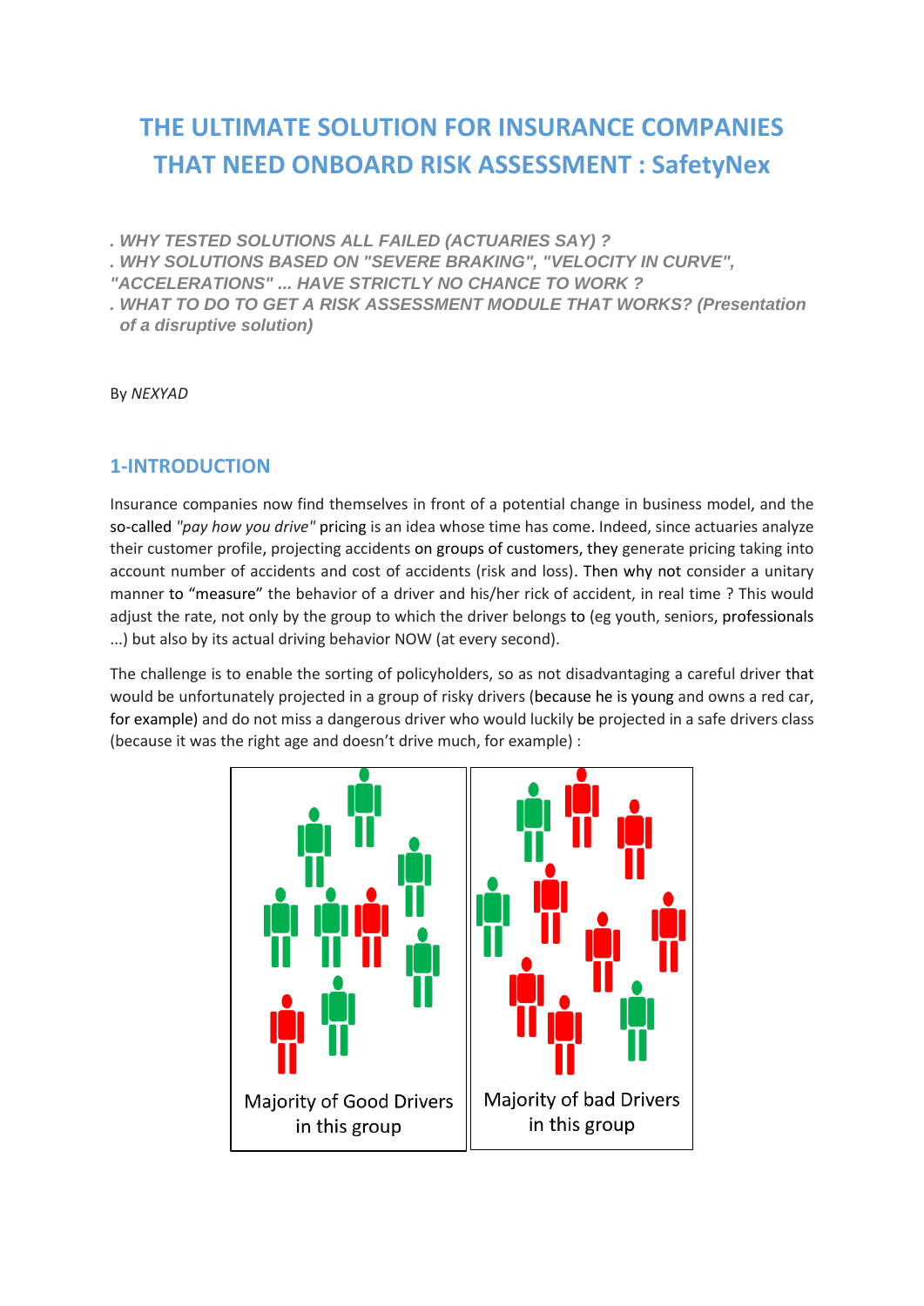# THE ULTIMATE SOLUTION FOR INSURANCE COMPANIES THAT NEED ONBOARD RISK ASSESSMENT : SafetyNex

***. WHY TESTED SOLUTIONS ALL FAILED (ACTUARIES SAY) ?***
***. WHY SOLUTIONS BASED ON "SEVERE BRAKING", "VELOCITY IN CURVE", "ACCELERATIONS" ... HAVE STRICTLY NO CHANCE TO WORK ?***
***. WHAT TO DO TO GET A RISK ASSESSMENT MODULE THAT WORKS? (Presentation of a disruptive solution)***

By *NEXYAD*

## 1-INTRODUCTION

Insurance companies now find themselves in front of a potential change in business model, and the so-called *"pay how you drive"* pricing is an idea whose time has come. Indeed, since actuaries analyze their customer profile, projecting accidents on groups of customers, they generate pricing taking into account number of accidents and cost of accidents (risk and loss). Then why not consider a unitary manner to "measure" the behavior of a driver and his/her rick of accident, in real time ? This would adjust the rate, not only by the group to which the driver belongs to (eg youth, seniors, professionals ...) but also by its actual driving behavior NOW (at every second).

The challenge is to enable the sorting of policyholders, so as not disadvantaging a careful driver that would be unfortunately projected in a group of risky drivers (because he is young and owns a red car, for example) and do not miss a dangerous driver who would luckily be projected in a safe drivers class (because it was the right age and doesn't drive much, for example) :

Majority of Good Drivers in this group

Majority of bad Drivers in this group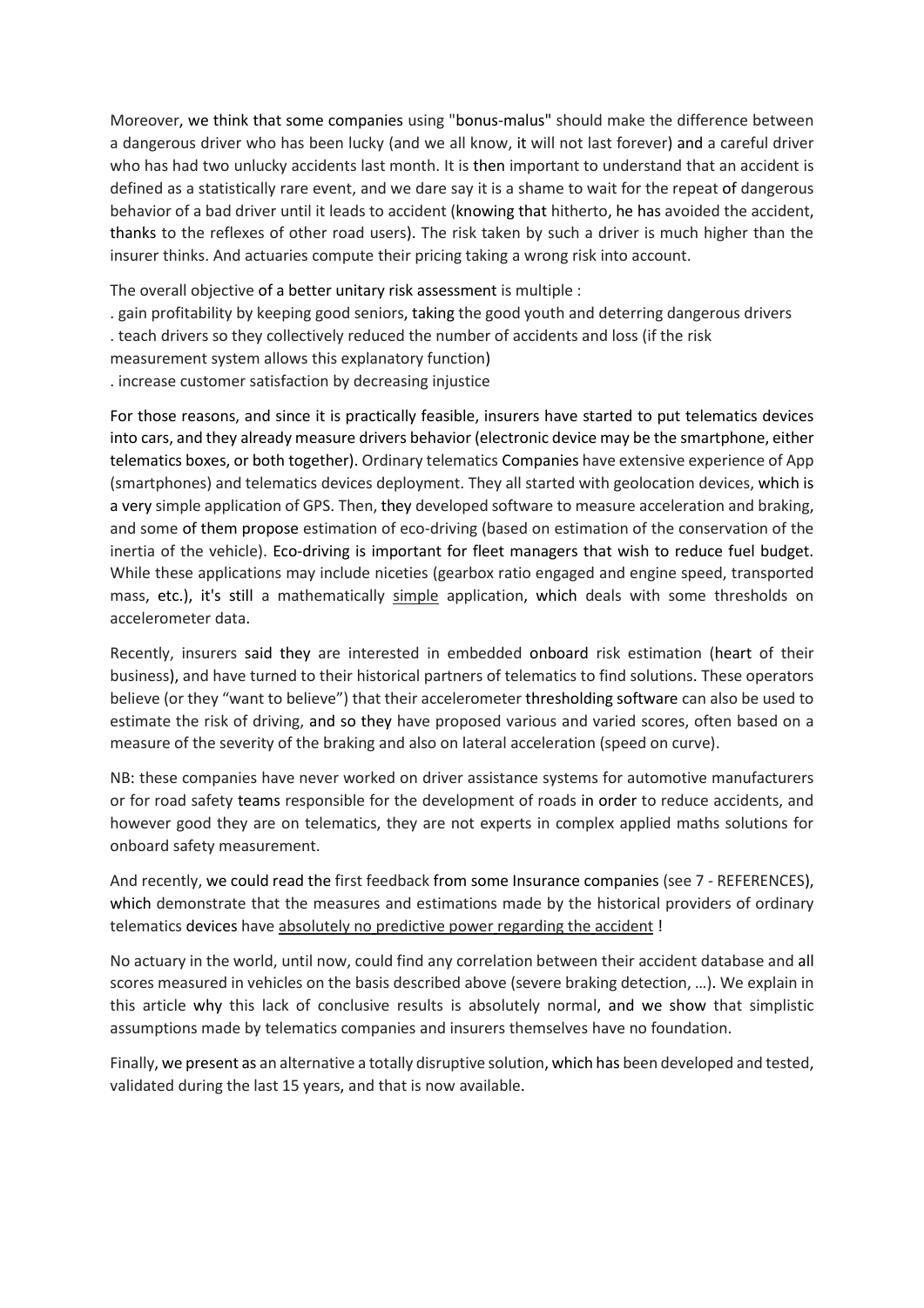Moreover, we think that some companies using "bonus-malus" should make the difference between a dangerous driver who has been lucky (and we all know, it will not last forever) and a careful driver who has had two unlucky accidents last month. It is then important to understand that an accident is defined as a statistically rare event, and we dare say it is a shame to wait for the repeat of dangerous behavior of a bad driver until it leads to accident (knowing that hitherto, he has avoided the accident, thanks to the reflexes of other road users). The risk taken by such a driver is much higher than the insurer thinks. And actuaries compute their pricing taking a wrong risk into account.

The overall objective of a better unitary risk assessment is multiple :

. gain profitability by keeping good seniors, taking the good youth and deterring dangerous drivers
. teach drivers so they collectively reduced the number of accidents and loss (if the risk measurement system allows this explanatory function)
. increase customer satisfaction by decreasing injustice

For those reasons, and since it is practically feasible, insurers have started to put telematics devices into cars, and they already measure drivers behavior (electronic device may be the smartphone, either telematics boxes, or both together). Ordinary telematics Companies have extensive experience of App (smartphones) and telematics devices deployment. They all started with geolocation devices, which is a very simple application of GPS. Then, they developed software to measure acceleration and braking, and some of them propose estimation of eco-driving (based on estimation of the conservation of the inertia of the vehicle). Eco-driving is important for fleet managers that wish to reduce fuel budget. While these applications may include niceties (gearbox ratio engaged and engine speed, transported mass, etc.), it's still a mathematically <u>simple</u> application, which deals with some thresholds on accelerometer data.

Recently, insurers said they are interested in embedded onboard risk estimation (heart of their business), and have turned to their historical partners of telematics to find solutions. These operators believe (or they "want to believe") that their accelerometer thresholding software can also be used to estimate the risk of driving, and so they have proposed various and varied scores, often based on a measure of the severity of the braking and also on lateral acceleration (speed on curve).

NB: these companies have never worked on driver assistance systems for automotive manufacturers or for road safety teams responsible for the development of roads in order to reduce accidents, and however good they are on telematics, they are not experts in complex applied maths solutions for onboard safety measurement.

And recently, we could read the first feedback from some Insurance companies (see 7 - REFERENCES), which demonstrate that the measures and estimations made by the historical providers of ordinary telematics devices have <u>absolutely no predictive power regarding the accident</u> !

No actuary in the world, until now, could find any correlation between their accident database and all scores measured in vehicles on the basis described above (severe braking detection, …). We explain in this article why this lack of conclusive results is absolutely normal, and we show that simplistic assumptions made by telematics companies and insurers themselves have no foundation.

Finally, we present as an alternative a totally disruptive solution, which has been developed and tested, validated during the last 15 years, and that is now available.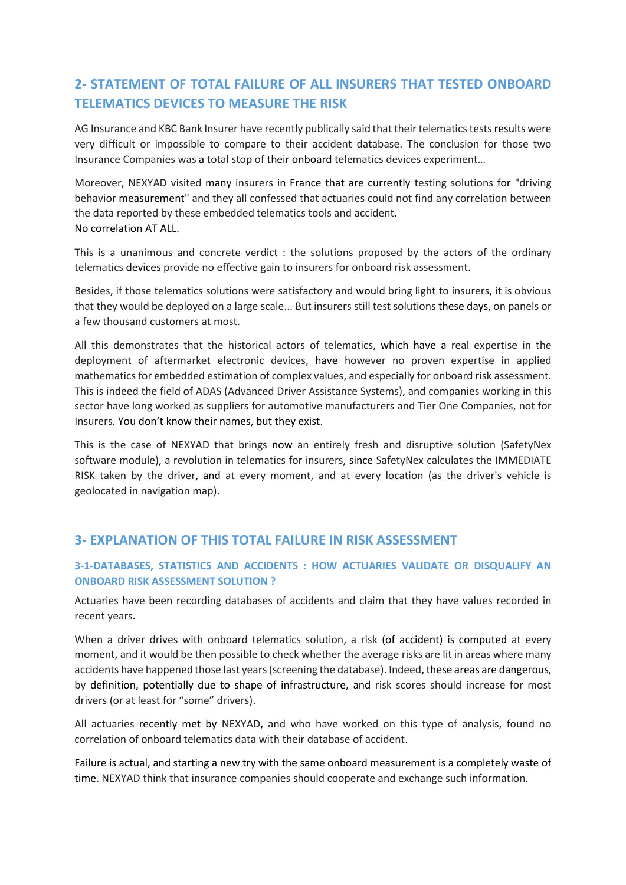## 2- STATEMENT OF TOTAL FAILURE OF ALL INSURERS THAT TESTED ONBOARD TELEMATICS DEVICES TO MEASURE THE RISK

AG Insurance and KBC Bank Insurer have recently publically said that their telematics tests results were very difficult or impossible to compare to their accident database. The conclusion for those two Insurance Companies was a total stop of their onboard telematics devices experiment…

Moreover, NEXYAD visited many insurers in France that are currently testing solutions for "driving behavior measurement" and they all confessed that actuaries could not find any correlation between the data reported by these embedded telematics tools and accident.
No correlation AT ALL.

This is a unanimous and concrete verdict : the solutions proposed by the actors of the ordinary telematics devices provide no effective gain to insurers for onboard risk assessment.

Besides, if those telematics solutions were satisfactory and would bring light to insurers, it is obvious that they would be deployed on a large scale... But insurers still test solutions these days, on panels or a few thousand customers at most.

All this demonstrates that the historical actors of telematics, which have a real expertise in the deployment of aftermarket electronic devices, have however no proven expertise in applied mathematics for embedded estimation of complex values, and especially for onboard risk assessment. This is indeed the field of ADAS (Advanced Driver Assistance Systems), and companies working in this sector have long worked as suppliers for automotive manufacturers and Tier One Companies, not for Insurers. You don't know their names, but they exist.

This is the case of NEXYAD that brings now an entirely fresh and disruptive solution (SafetyNex software module), a revolution in telematics for insurers, since SafetyNex calculates the IMMEDIATE RISK taken by the driver, and at every moment, and at every location (as the driver's vehicle is geolocated in navigation map).

## 3- EXPLANATION OF THIS TOTAL FAILURE IN RISK ASSESSMENT

### 3-1-DATABASES, STATISTICS AND ACCIDENTS : HOW ACTUARIES VALIDATE OR DISQUALIFY AN ONBOARD RISK ASSESSMENT SOLUTION ?

Actuaries have been recording databases of accidents and claim that they have values recorded in recent years.

When a driver drives with onboard telematics solution, a risk (of accident) is computed at every moment, and it would be then possible to check whether the average risks are lit in areas where many accidents have happened those last years (screening the database). Indeed, these areas are dangerous, by definition, potentially due to shape of infrastructure, and risk scores should increase for most drivers (or at least for "some" drivers).

All actuaries recently met by NEXYAD, and who have worked on this type of analysis, found no correlation of onboard telematics data with their database of accident.

Failure is actual, and starting a new try with the same onboard measurement is a completely waste of time. NEXYAD think that insurance companies should cooperate and exchange such information.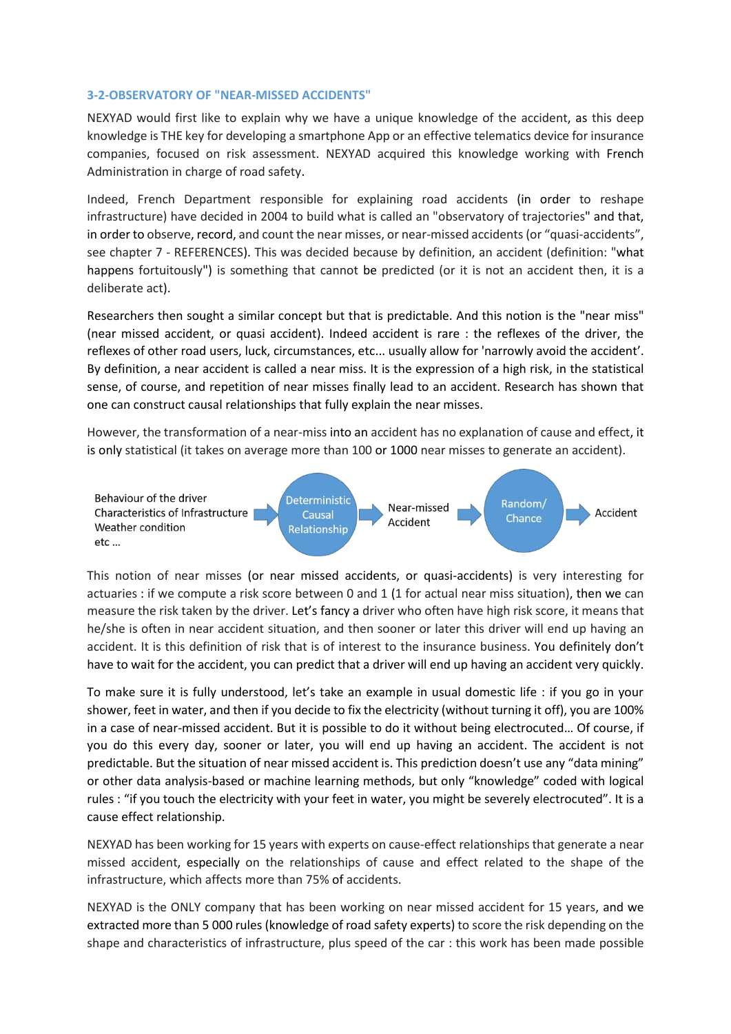### 3-2-OBSERVATORY OF "NEAR-MISSED ACCIDENTS"

NEXYAD would first like to explain why we have a unique knowledge of the accident, as this deep knowledge is THE key for developing a smartphone App or an effective telematics device for insurance companies, focused on risk assessment. NEXYAD acquired this knowledge working with French Administration in charge of road safety.

Indeed, French Department responsible for explaining road accidents (in order to reshape infrastructure) have decided in 2004 to build what is called an "observatory of trajectories" and that, in order to observe, record, and count the near misses, or near-missed accidents (or "quasi-accidents", see chapter 7 - REFERENCES). This was decided because by definition, an accident (definition: "what happens fortuitously") is something that cannot be predicted (or it is not an accident then, it is a deliberate act).

Researchers then sought a similar concept but that is predictable. And this notion is the "near miss" (near missed accident, or quasi accident). Indeed accident is rare : the reflexes of the driver, the reflexes of other road users, luck, circumstances, etc... usually allow for 'narrowly avoid the accident'. By definition, a near accident is called a near miss. It is the expression of a high risk, in the statistical sense, of course, and repetition of near misses finally lead to an accident. Research has shown that one can construct causal relationships that fully explain the near misses.

However, the transformation of a near-miss into an accident has no explanation of cause and effect, it is only statistical (it takes on average more than 100 or 1000 near misses to generate an accident).

Behaviour of the driver
Characteristics of Infrastructure
Weather condition
etc ...
→ Deterministic Causal Relationship → Near-missed Accident → Random/ Chance → Accident

This notion of near misses (or near missed accidents, or quasi-accidents) is very interesting for actuaries : if we compute a risk score between 0 and 1 (1 for actual near miss situation), then we can measure the risk taken by the driver. Let's fancy a driver who often have high risk score, it means that he/she is often in near accident situation, and then sooner or later this driver will end up having an accident. It is this definition of risk that is of interest to the insurance business. You definitely don't have to wait for the accident, you can predict that a driver will end up having an accident very quickly.

To make sure it is fully understood, let's take an example in usual domestic life : if you go in your shower, feet in water, and then if you decide to fix the electricity (without turning it off), you are 100% in a case of near-missed accident. But it is possible to do it without being electrocuted… Of course, if you do this every day, sooner or later, you will end up having an accident. The accident is not predictable. But the situation of near missed accident is. This prediction doesn't use any "data mining" or other data analysis-based or machine learning methods, but only "knowledge" coded with logical rules : "if you touch the electricity with your feet in water, you might be severely electrocuted". It is a cause effect relationship.

NEXYAD has been working for 15 years with experts on cause-effect relationships that generate a near missed accident, especially on the relationships of cause and effect related to the shape of the infrastructure, which affects more than 75% of accidents.

NEXYAD is the ONLY company that has been working on near missed accident for 15 years, and we extracted more than 5 000 rules (knowledge of road safety experts) to score the risk depending on the shape and characteristics of infrastructure, plus speed of the car : this work has been made possible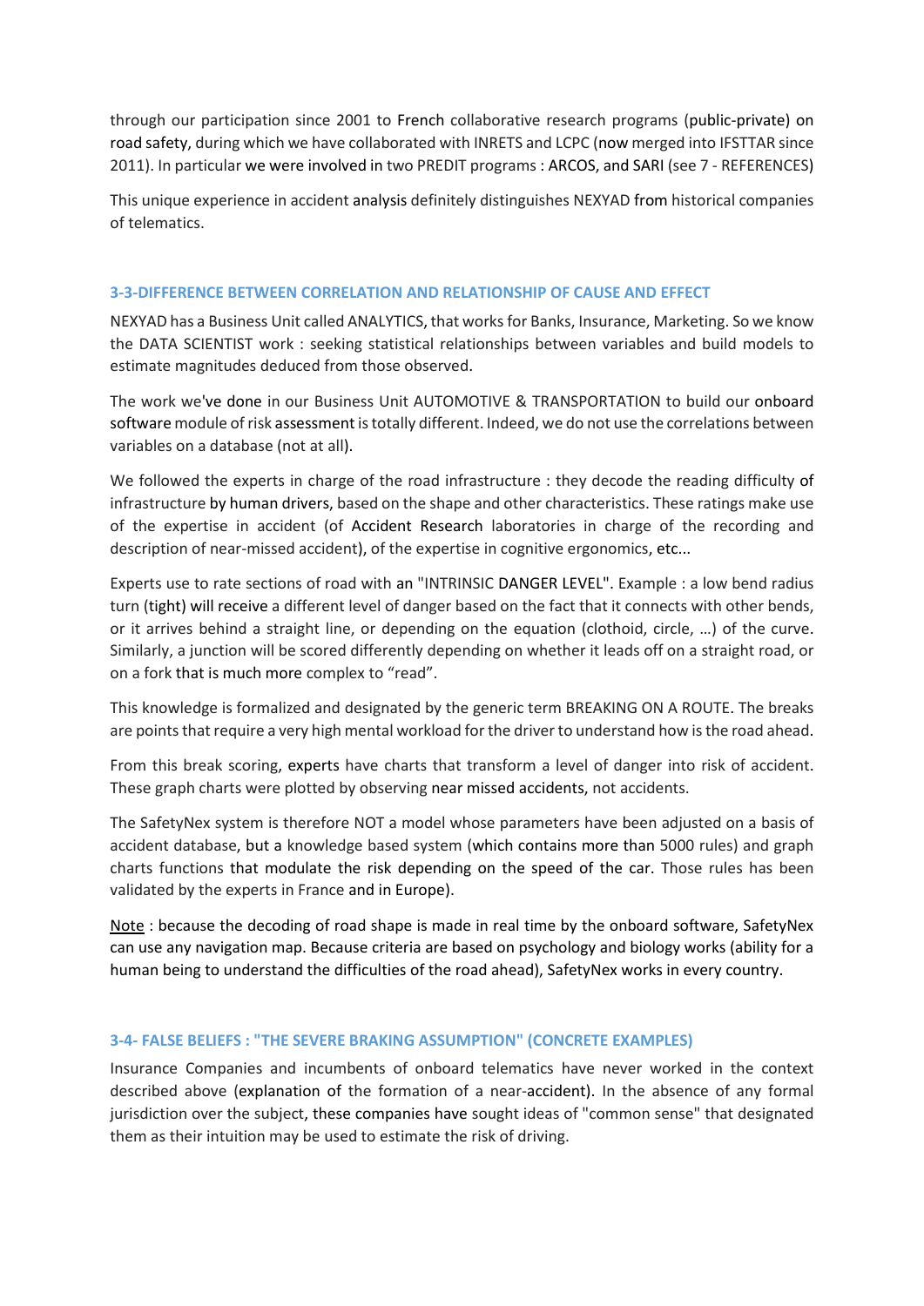through our participation since 2001 to French collaborative research programs (public-private) on road safety, during which we have collaborated with INRETS and LCPC (now merged into IFSTTAR since 2011). In particular we were involved in two PREDIT programs : ARCOS, and SARI (see 7 - REFERENCES)

This unique experience in accident analysis definitely distinguishes NEXYAD from historical companies of telematics.

### 3-3-DIFFERENCE BETWEEN CORRELATION AND RELATIONSHIP OF CAUSE AND EFFECT

NEXYAD has a Business Unit called ANALYTICS, that works for Banks, Insurance, Marketing. So we know the DATA SCIENTIST work : seeking statistical relationships between variables and build models to estimate magnitudes deduced from those observed.

The work we've done in our Business Unit AUTOMOTIVE & TRANSPORTATION to build our onboard software module of risk assessment is totally different. Indeed, we do not use the correlations between variables on a database (not at all).

We followed the experts in charge of the road infrastructure : they decode the reading difficulty of infrastructure by human drivers, based on the shape and other characteristics. These ratings make use of the expertise in accident (of Accident Research laboratories in charge of the recording and description of near-missed accident), of the expertise in cognitive ergonomics, etc...

Experts use to rate sections of road with an "INTRINSIC DANGER LEVEL". Example : a low bend radius turn (tight) will receive a different level of danger based on the fact that it connects with other bends, or it arrives behind a straight line, or depending on the equation (clothoid, circle, …) of the curve. Similarly, a junction will be scored differently depending on whether it leads off on a straight road, or on a fork that is much more complex to “read”.

This knowledge is formalized and designated by the generic term BREAKING ON A ROUTE. The breaks are points that require a very high mental workload for the driver to understand how is the road ahead.

From this break scoring, experts have charts that transform a level of danger into risk of accident. These graph charts were plotted by observing near missed accidents, not accidents.

The SafetyNex system is therefore NOT a model whose parameters have been adjusted on a basis of accident database, but a knowledge based system (which contains more than 5000 rules) and graph charts functions that modulate the risk depending on the speed of the car. Those rules has been validated by the experts in France and in Europe).

<u>Note</u> : because the decoding of road shape is made in real time by the onboard software, SafetyNex can use any navigation map. Because criteria are based on psychology and biology works (ability for a human being to understand the difficulties of the road ahead), SafetyNex works in every country.

### 3-4- FALSE BELIEFS : "THE SEVERE BRAKING ASSUMPTION" (CONCRETE EXAMPLES)

Insurance Companies and incumbents of onboard telematics have never worked in the context described above (explanation of the formation of a near-accident). In the absence of any formal jurisdiction over the subject, these companies have sought ideas of "common sense" that designated them as their intuition may be used to estimate the risk of driving.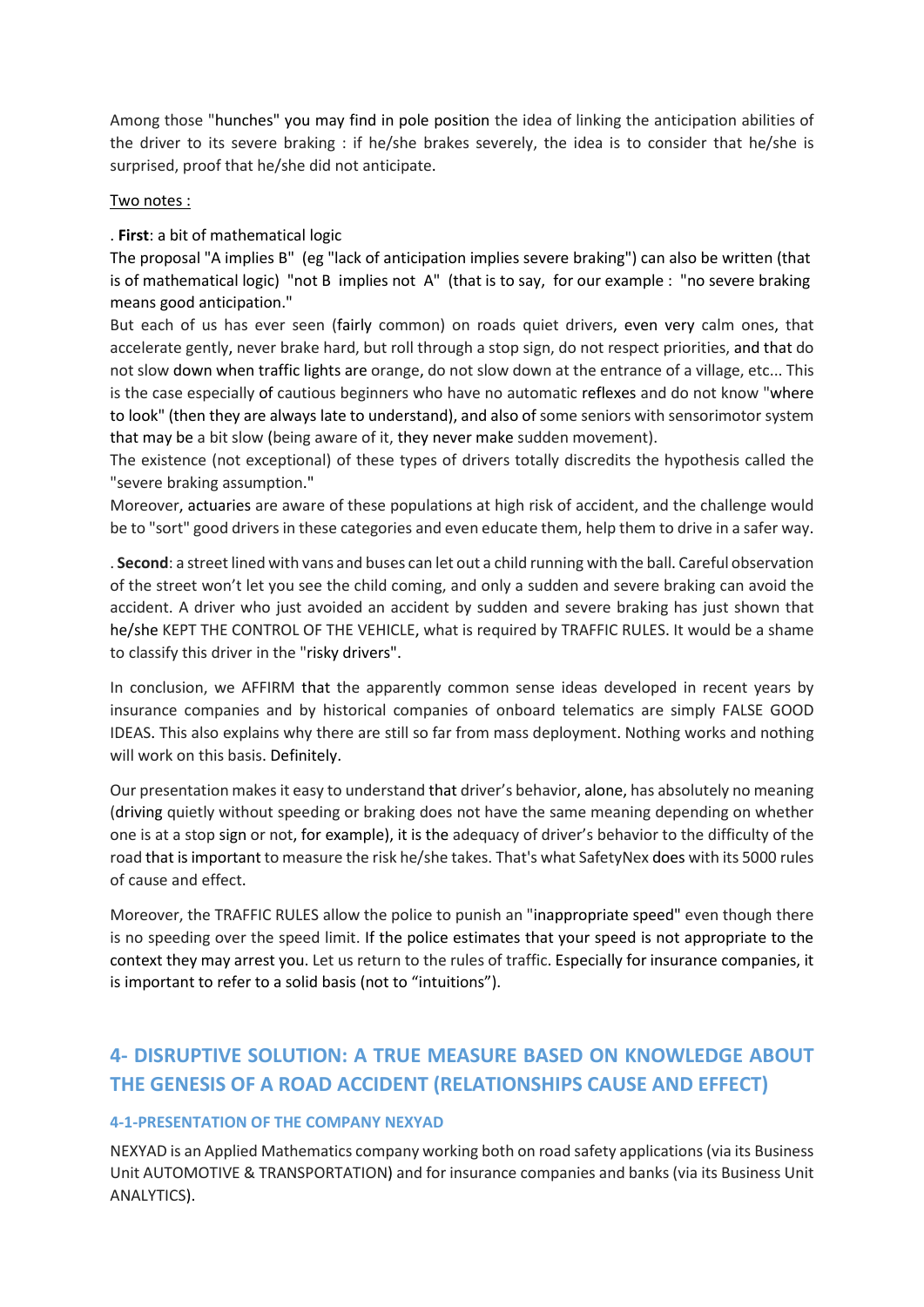Among those "hunches" you may find in pole position the idea of linking the anticipation abilities of the driver to its severe braking : if he/she brakes severely, the idea is to consider that he/she is surprised, proof that he/she did not anticipate.

Two notes :

. **First**: a bit of mathematical logic

The proposal "A implies B" (eg "lack of anticipation implies severe braking") can also be written (that is of mathematical logic) "not B implies not A" (that is to say, for our example : "no severe braking means good anticipation."

But each of us has ever seen (fairly common) on roads quiet drivers, even very calm ones, that accelerate gently, never brake hard, but roll through a stop sign, do not respect priorities, and that do not slow down when traffic lights are orange, do not slow down at the entrance of a village, etc... This is the case especially of cautious beginners who have no automatic reflexes and do not know "where to look" (then they are always late to understand), and also of some seniors with sensorimotor system that may be a bit slow (being aware of it, they never make sudden movement).

The existence (not exceptional) of these types of drivers totally discredits the hypothesis called the "severe braking assumption."

Moreover, actuaries are aware of these populations at high risk of accident, and the challenge would be to "sort" good drivers in these categories and even educate them, help them to drive in a safer way.

. **Second**: a street lined with vans and buses can let out a child running with the ball. Careful observation of the street won't let you see the child coming, and only a sudden and severe braking can avoid the accident. A driver who just avoided an accident by sudden and severe braking has just shown that he/she KEPT THE CONTROL OF THE VEHICLE, what is required by TRAFFIC RULES. It would be a shame to classify this driver in the "risky drivers".

In conclusion, we AFFIRM that the apparently common sense ideas developed in recent years by insurance companies and by historical companies of onboard telematics are simply FALSE GOOD IDEAS. This also explains why there are still so far from mass deployment. Nothing works and nothing will work on this basis. Definitely.

Our presentation makes it easy to understand that driver's behavior, alone, has absolutely no meaning (driving quietly without speeding or braking does not have the same meaning depending on whether one is at a stop sign or not, for example), it is the adequacy of driver's behavior to the difficulty of the road that is important to measure the risk he/she takes. That's what SafetyNex does with its 5000 rules of cause and effect.

Moreover, the TRAFFIC RULES allow the police to punish an "inappropriate speed" even though there is no speeding over the speed limit. If the police estimates that your speed is not appropriate to the context they may arrest you. Let us return to the rules of traffic. Especially for insurance companies, it is important to refer to a solid basis (not to "intuitions").

## 4- DISRUPTIVE SOLUTION: A TRUE MEASURE BASED ON KNOWLEDGE ABOUT THE GENESIS OF A ROAD ACCIDENT (RELATIONSHIPS CAUSE AND EFFECT)

### 4-1-PRESENTATION OF THE COMPANY NEXYAD

NEXYAD is an Applied Mathematics company working both on road safety applications (via its Business Unit AUTOMOTIVE & TRANSPORTATION) and for insurance companies and banks (via its Business Unit ANALYTICS).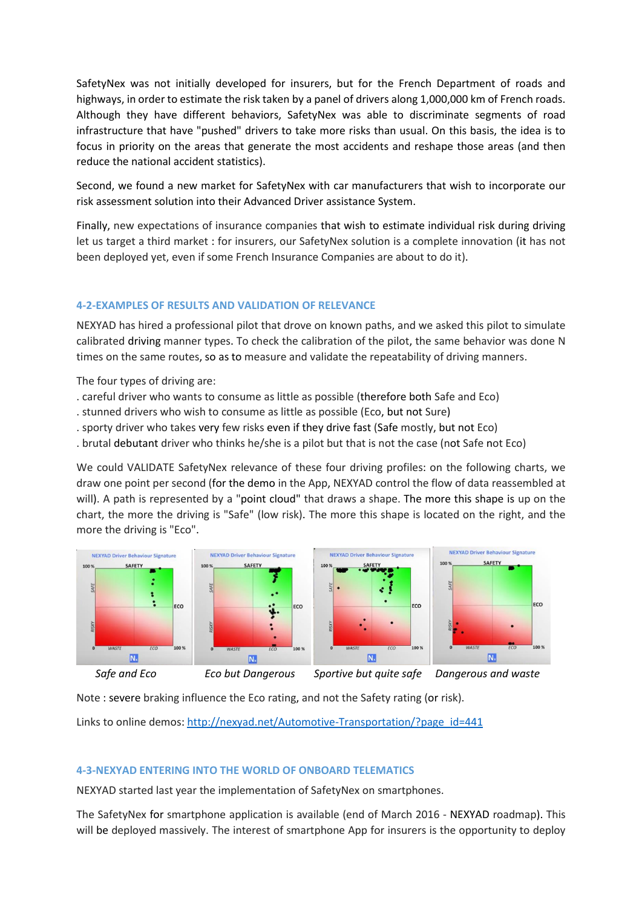SafetyNex was not initially developed for insurers, but for the French Department of roads and highways, in order to estimate the risk taken by a panel of drivers along 1,000,000 km of French roads. Although they have different behaviors, SafetyNex was able to discriminate segments of road infrastructure that have "pushed" drivers to take more risks than usual. On this basis, the idea is to focus in priority on the areas that generate the most accidents and reshape those areas (and then reduce the national accident statistics).

Second, we found a new market for SafetyNex with car manufacturers that wish to incorporate our risk assessment solution into their Advanced Driver assistance System.

Finally, new expectations of insurance companies that wish to estimate individual risk during driving let us target a third market : for insurers, our SafetyNex solution is a complete innovation (it has not been deployed yet, even if some French Insurance Companies are about to do it).

### 4-2-EXAMPLES OF RESULTS AND VALIDATION OF RELEVANCE

NEXYAD has hired a professional pilot that drove on known paths, and we asked this pilot to simulate calibrated driving manner types. To check the calibration of the pilot, the same behavior was done N times on the same routes, so as to measure and validate the repeatability of driving manners.

The four types of driving are:

. careful driver who wants to consume as little as possible (therefore both Safe and Eco)
. stunned drivers who wish to consume as little as possible (Eco, but not Sure)
. sporty driver who takes very few risks even if they drive fast (Safe mostly, but not Eco)
. brutal debutant driver who thinks he/she is a pilot but that is not the case (not Safe not Eco)

We could VALIDATE SafetyNex relevance of these four driving profiles: on the following charts, we draw one point per second (for the demo in the App, NEXYAD control the flow of data reassembled at will). A path is represented by a "point cloud" that draws a shape. The more this shape is up on the chart, the more the driving is "Safe" (low risk). The more this shape is located on the right, and the more the driving is "Eco".

*Safe and Eco* — *Eco but Dangerous* — *Sportive but quite safe* — *Dangerous and waste*

Note : severe braking influence the Eco rating, and not the Safety rating (or risk).

Links to online demos: http://nexyad.net/Automotive-Transportation/?page_id=441

### 4-3-NEXYAD ENTERING INTO THE WORLD OF ONBOARD TELEMATICS

NEXYAD started last year the implementation of SafetyNex on smartphones.

The SafetyNex for smartphone application is available (end of March 2016 - NEXYAD roadmap). This will be deployed massively. The interest of smartphone App for insurers is the opportunity to deploy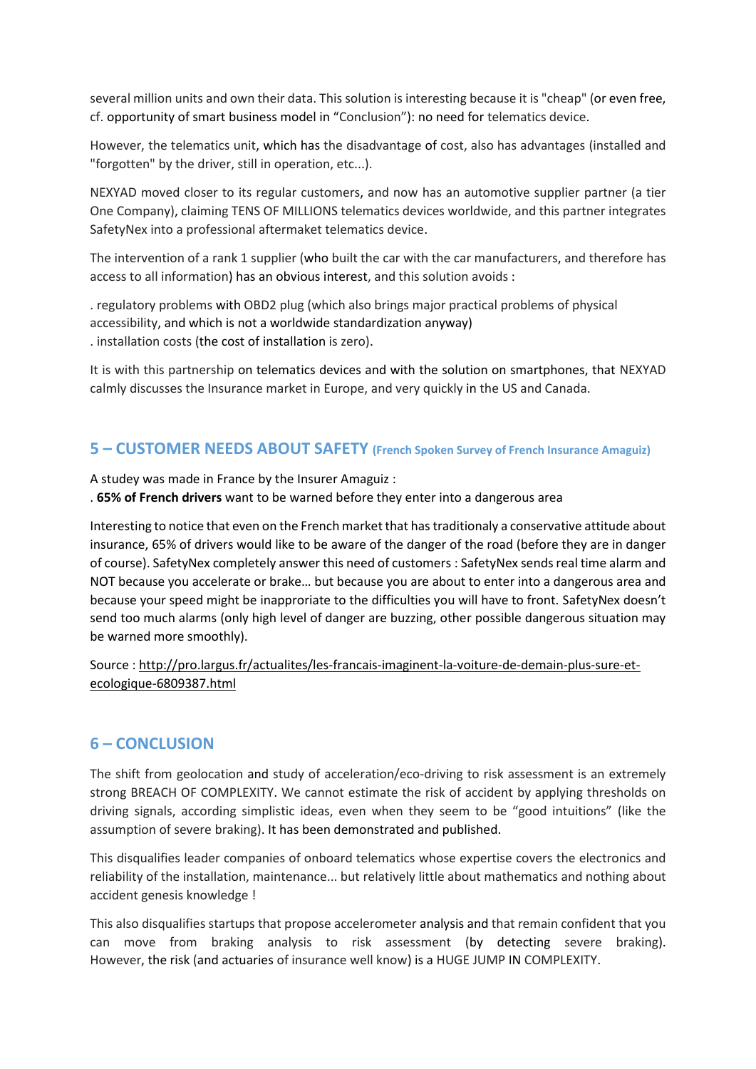several million units and own their data. This solution is interesting because it is "cheap" (or even free, cf. opportunity of smart business model in "Conclusion"): no need for telematics device.

However, the telematics unit, which has the disadvantage of cost, also has advantages (installed and "forgotten" by the driver, still in operation, etc...).

NEXYAD moved closer to its regular customers, and now has an automotive supplier partner (a tier One Company), claiming TENS OF MILLIONS telematics devices worldwide, and this partner integrates SafetyNex into a professional aftermaket telematics device.

The intervention of a rank 1 supplier (who built the car with the car manufacturers, and therefore has access to all information) has an obvious interest, and this solution avoids :

. regulatory problems with OBD2 plug (which also brings major practical problems of physical accessibility, and which is not a worldwide standardization anyway)
. installation costs (the cost of installation is zero).

It is with this partnership on telematics devices and with the solution on smartphones, that NEXYAD calmly discusses the Insurance market in Europe, and very quickly in the US and Canada.

## 5 – CUSTOMER NEEDS ABOUT SAFETY (French Spoken Survey of French Insurance Amaguiz)

A studey was made in France by the Insurer Amaguiz :
. **65% of French drivers** want to be warned before they enter into a dangerous area

Interesting to notice that even on the French market that has traditionaly a conservative attitude about insurance, 65% of drivers would like to be aware of the danger of the road (before they are in danger of course). SafetyNex completely answer this need of customers : SafetyNex sends real time alarm and NOT because you accelerate or brake… but because you are about to enter into a dangerous area and because your speed might be inapproriate to the difficulties you will have to front. SafetyNex doesn't send too much alarms (only high level of danger are buzzing, other possible dangerous situation may be warned more smoothly).

Source : http://pro.largus.fr/actualites/les-francais-imaginent-la-voiture-de-demain-plus-sure-et-ecologique-6809387.html

## 6 – CONCLUSION

The shift from geolocation and study of acceleration/eco-driving to risk assessment is an extremely strong BREACH OF COMPLEXITY. We cannot estimate the risk of accident by applying thresholds on driving signals, according simplistic ideas, even when they seem to be "good intuitions" (like the assumption of severe braking). It has been demonstrated and published.

This disqualifies leader companies of onboard telematics whose expertise covers the electronics and reliability of the installation, maintenance... but relatively little about mathematics and nothing about accident genesis knowledge !

This also disqualifies startups that propose accelerometer analysis and that remain confident that you can move from braking analysis to risk assessment (by detecting severe braking). However, the risk (and actuaries of insurance well know) is a HUGE JUMP IN COMPLEXITY.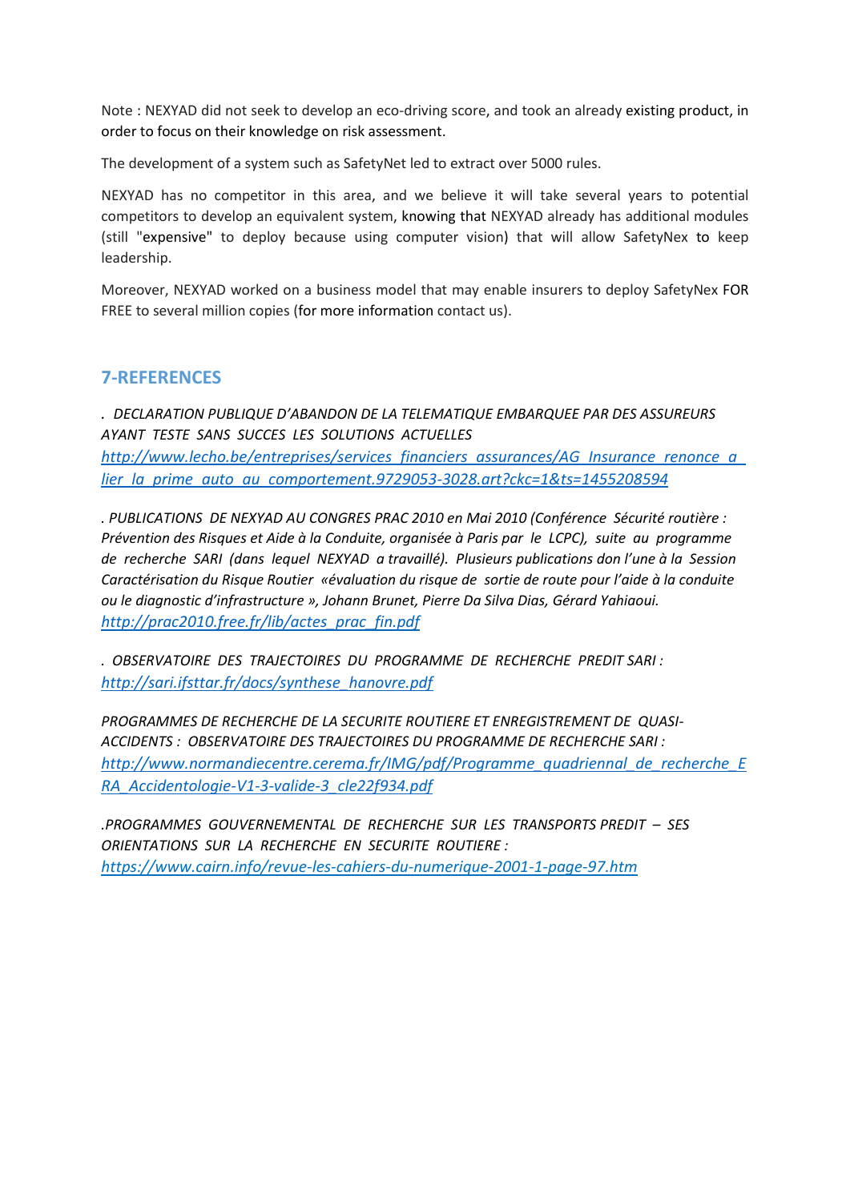Note : NEXYAD did not seek to develop an eco-driving score, and took an already existing product, in order to focus on their knowledge on risk assessment.

The development of a system such as SafetyNet led to extract over 5000 rules.

NEXYAD has no competitor in this area, and we believe it will take several years to potential competitors to develop an equivalent system, knowing that NEXYAD already has additional modules (still "expensive" to deploy because using computer vision) that will allow SafetyNex to keep leadership.

Moreover, NEXYAD worked on a business model that may enable insurers to deploy SafetyNex FOR FREE to several million copies (for more information contact us).

## 7-REFERENCES

*. DECLARATION PUBLIQUE D'ABANDON DE LA TELEMATIQUE EMBARQUEE PAR DES ASSUREURS AYANT TESTE SANS SUCCES LES SOLUTIONS ACTUELLES*
*http://www.lecho.be/entreprises/services_financiers_assurances/AG_Insurance_renonce_a_lier_la_prime_auto_au_comportement.9729053-3028.art?ckc=1&ts=1455208594*

*. PUBLICATIONS DE NEXYAD AU CONGRES PRAC 2010 en Mai 2010 (Conférence Sécurité routière : Prévention des Risques et Aide à la Conduite, organisée à Paris par le LCPC), suite au programme de recherche SARI (dans lequel NEXYAD a travaillé). Plusieurs publications don l'une à la Session Caractérisation du Risque Routier «évaluation du risque de sortie de route pour l'aide à la conduite ou le diagnostic d'infrastructure », Johann Brunet, Pierre Da Silva Dias, Gérard Yahiaoui.*
*http://prac2010.free.fr/lib/actes_prac_fin.pdf*

*. OBSERVATOIRE DES TRAJECTOIRES DU PROGRAMME DE RECHERCHE PREDIT SARI :*
*http://sari.ifsttar.fr/docs/synthese_hanovre.pdf*

*PROGRAMMES DE RECHERCHE DE LA SECURITE ROUTIERE ET ENREGISTREMENT DE QUASI-ACCIDENTS : OBSERVATOIRE DES TRAJECTOIRES DU PROGRAMME DE RECHERCHE SARI :*
*http://www.normandiecentre.cerema.fr/IMG/pdf/Programme_quadriennal_de_recherche_ERA_Accidentologie-V1-3-valide-3_cle22f934.pdf*

*.PROGRAMMES GOUVERNEMENTAL DE RECHERCHE SUR LES TRANSPORTS PREDIT – SES ORIENTATIONS SUR LA RECHERCHE EN SECURITE ROUTIERE :*
*https://www.cairn.info/revue-les-cahiers-du-numerique-2001-1-page-97.htm*